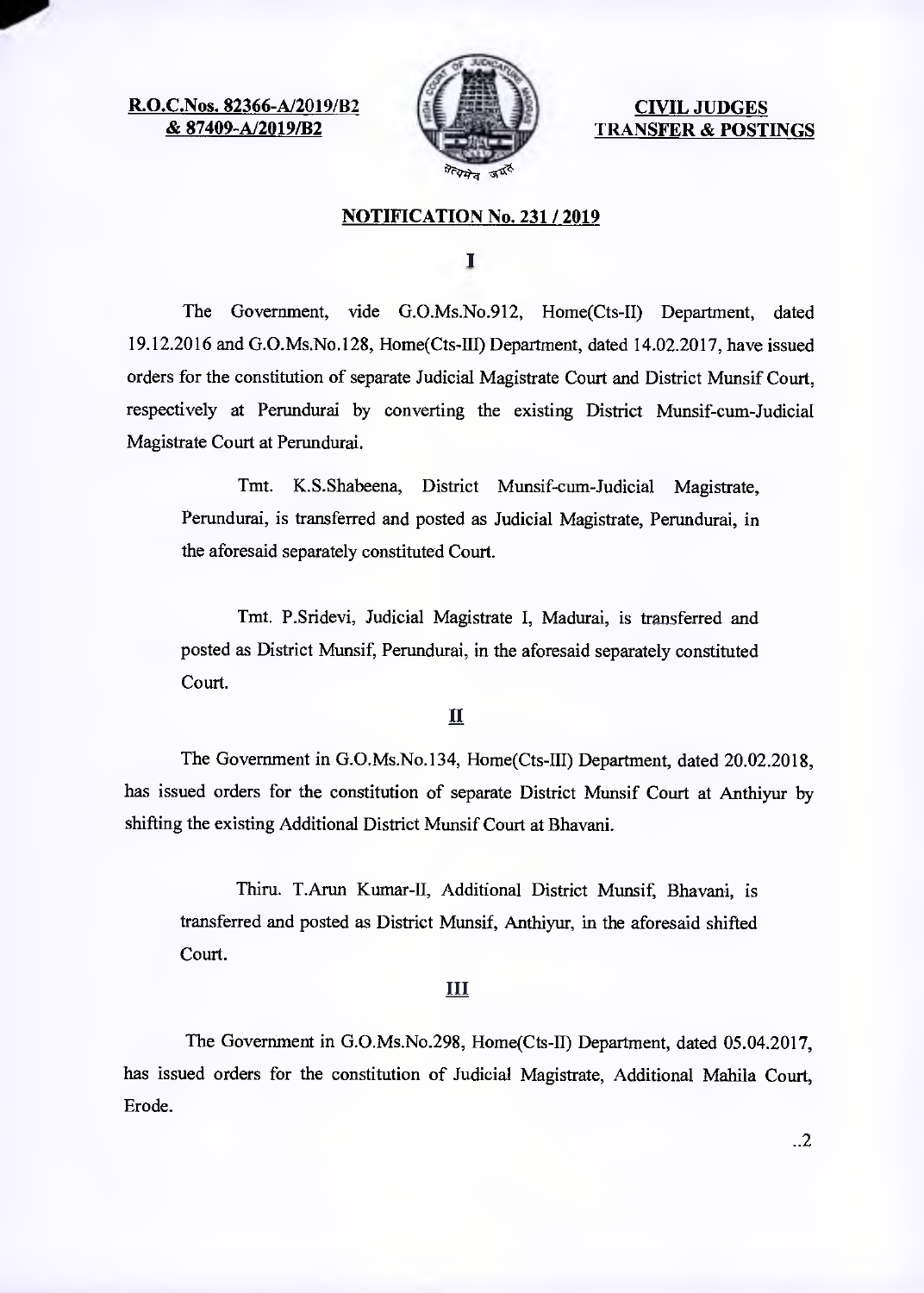**R.O.C.Nos. 82366-A/2019/B2**
**& 87409-A/2019/B2**

**CIVIL JUDGES**
**TRANSFER & POSTINGS**

## NOTIFICATION No. 231 / 2019

### I

The Government, vide G.O.Ms.No.912, Home(Cts-II) Department, dated 19.12.2016 and G.O.Ms.No.128, Home(Cts-III) Department, dated 14.02.2017, have issued orders for the constitution of separate Judicial Magistrate Court and District Munsif Court, respectively at Perundurai by converting the existing District Munsif-cum-Judicial Magistrate Court at Perundurai.

Tmt. K.S.Shabeena, District Munsif-cum-Judicial Magistrate, Perundurai, is transferred and posted as Judicial Magistrate, Perundurai, in the aforesaid separately constituted Court.

Tmt. P.Sridevi, Judicial Magistrate I, Madurai, is transferred and posted as District Munsif, Perundurai, in the aforesaid separately constituted Court.

### II

The Government in G.O.Ms.No.134, Home(Cts-III) Department, dated 20.02.2018, has issued orders for the constitution of separate District Munsif Court at Anthiyur by shifting the existing Additional District Munsif Court at Bhavani.

Thiru. T.Arun Kumar-II, Additional District Munsif, Bhavani, is transferred and posted as District Munsif, Anthiyur, in the aforesaid shifted Court.

### III

The Government in G.O.Ms.No.298, Home(Cts-II) Department, dated 05.04.2017, has issued orders for the constitution of Judicial Magistrate, Additional Mahila Court, Erode.

..2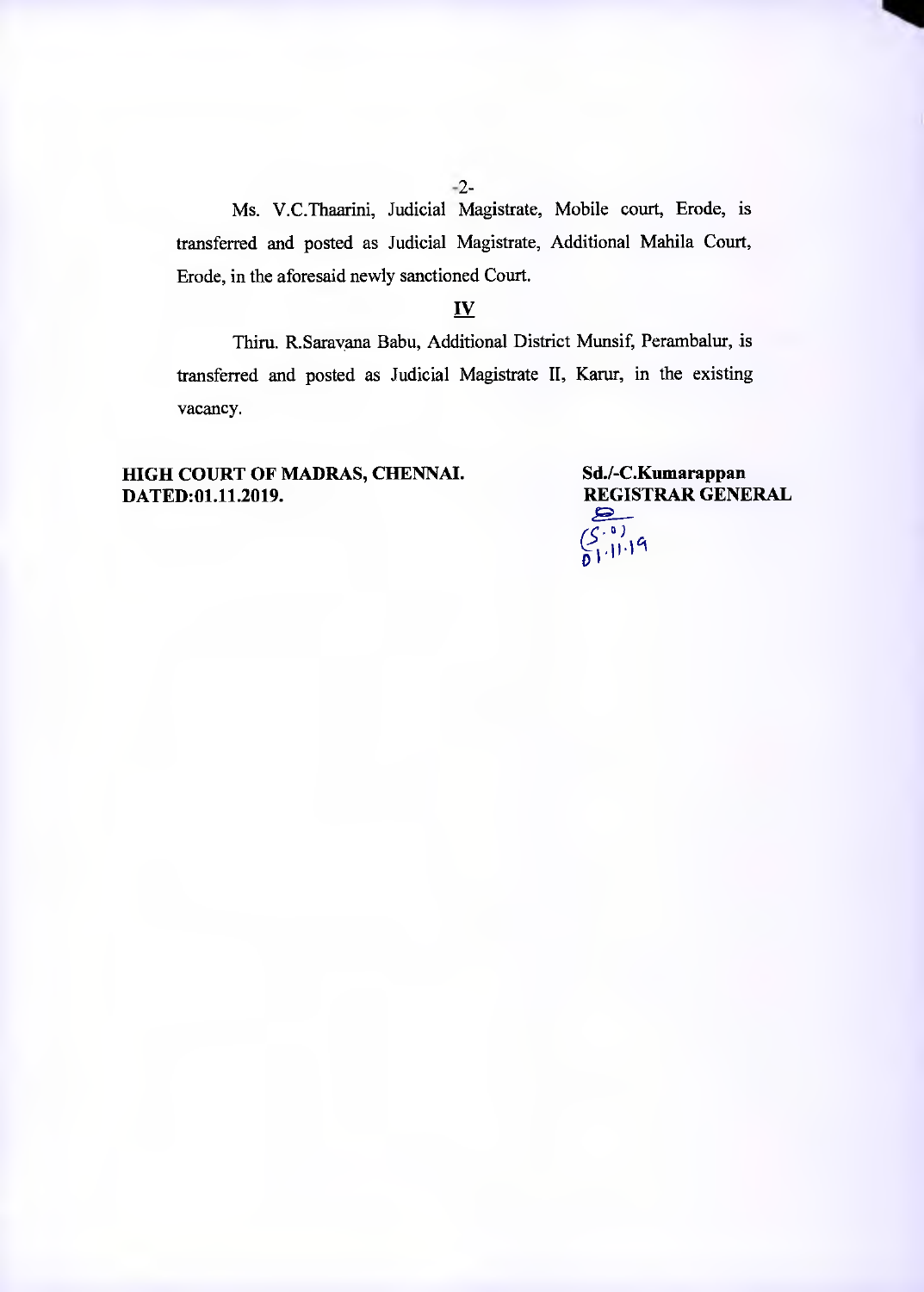Ms. V.C.Thaarini, Judicial Magistrate, Mobile court, Erode, is transferred and posted as Judicial Magistrate, Additional Mahila Court, Erode, in the aforesaid newly sanctioned Court.

## IV

Thiru. R.Saravana Babu, Additional District Munsif, Perambalur, is transferred and posted as Judicial Magistrate II, Karur, in the existing vacancy.

**HIGH COURT OF MADRAS, CHENNAI.**
**DATED:01.11.2019.**

**Sd./-C.Kumarappan**
**REGISTRAR GENERAL**

(S.O)
01.11.19